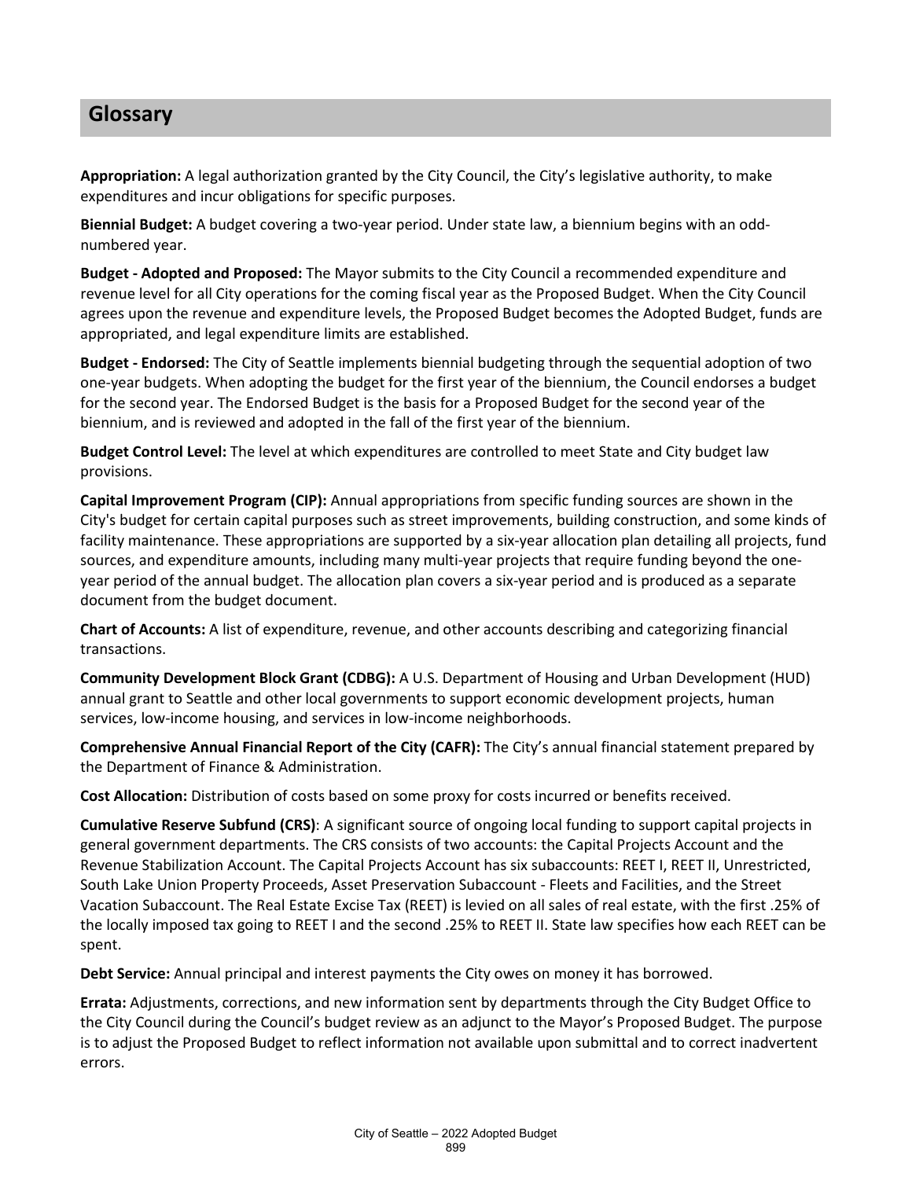## Glossary

**Appropriation:** A legal authorization granted by the City Council, the City's legislative authority, to make expenditures and incur obligations for specific purposes.

**Biennial Budget:** A budget covering a two-year period. Under state law, a biennium begins with an odd-numbered year.

**Budget - Adopted and Proposed:** The Mayor submits to the City Council a recommended expenditure and revenue level for all City operations for the coming fiscal year as the Proposed Budget. When the City Council agrees upon the revenue and expenditure levels, the Proposed Budget becomes the Adopted Budget, funds are appropriated, and legal expenditure limits are established.

**Budget - Endorsed:** The City of Seattle implements biennial budgeting through the sequential adoption of two one-year budgets. When adopting the budget for the first year of the biennium, the Council endorses a budget for the second year. The Endorsed Budget is the basis for a Proposed Budget for the second year of the biennium, and is reviewed and adopted in the fall of the first year of the biennium.

**Budget Control Level:** The level at which expenditures are controlled to meet State and City budget law provisions.

**Capital Improvement Program (CIP):** Annual appropriations from specific funding sources are shown in the City's budget for certain capital purposes such as street improvements, building construction, and some kinds of facility maintenance. These appropriations are supported by a six-year allocation plan detailing all projects, fund sources, and expenditure amounts, including many multi-year projects that require funding beyond the one-year period of the annual budget. The allocation plan covers a six-year period and is produced as a separate document from the budget document.

**Chart of Accounts:** A list of expenditure, revenue, and other accounts describing and categorizing financial transactions.

**Community Development Block Grant (CDBG):** A U.S. Department of Housing and Urban Development (HUD) annual grant to Seattle and other local governments to support economic development projects, human services, low-income housing, and services in low-income neighborhoods.

**Comprehensive Annual Financial Report of the City (CAFR):** The City's annual financial statement prepared by the Department of Finance & Administration.

**Cost Allocation:** Distribution of costs based on some proxy for costs incurred or benefits received.

**Cumulative Reserve Subfund (CRS)**: A significant source of ongoing local funding to support capital projects in general government departments. The CRS consists of two accounts: the Capital Projects Account and the Revenue Stabilization Account. The Capital Projects Account has six subaccounts: REET I, REET II, Unrestricted, South Lake Union Property Proceeds, Asset Preservation Subaccount - Fleets and Facilities, and the Street Vacation Subaccount. The Real Estate Excise Tax (REET) is levied on all sales of real estate, with the first .25% of the locally imposed tax going to REET I and the second .25% to REET II. State law specifies how each REET can be spent.

**Debt Service:** Annual principal and interest payments the City owes on money it has borrowed.

**Errata:** Adjustments, corrections, and new information sent by departments through the City Budget Office to the City Council during the Council's budget review as an adjunct to the Mayor's Proposed Budget. The purpose is to adjust the Proposed Budget to reflect information not available upon submittal and to correct inadvertent errors.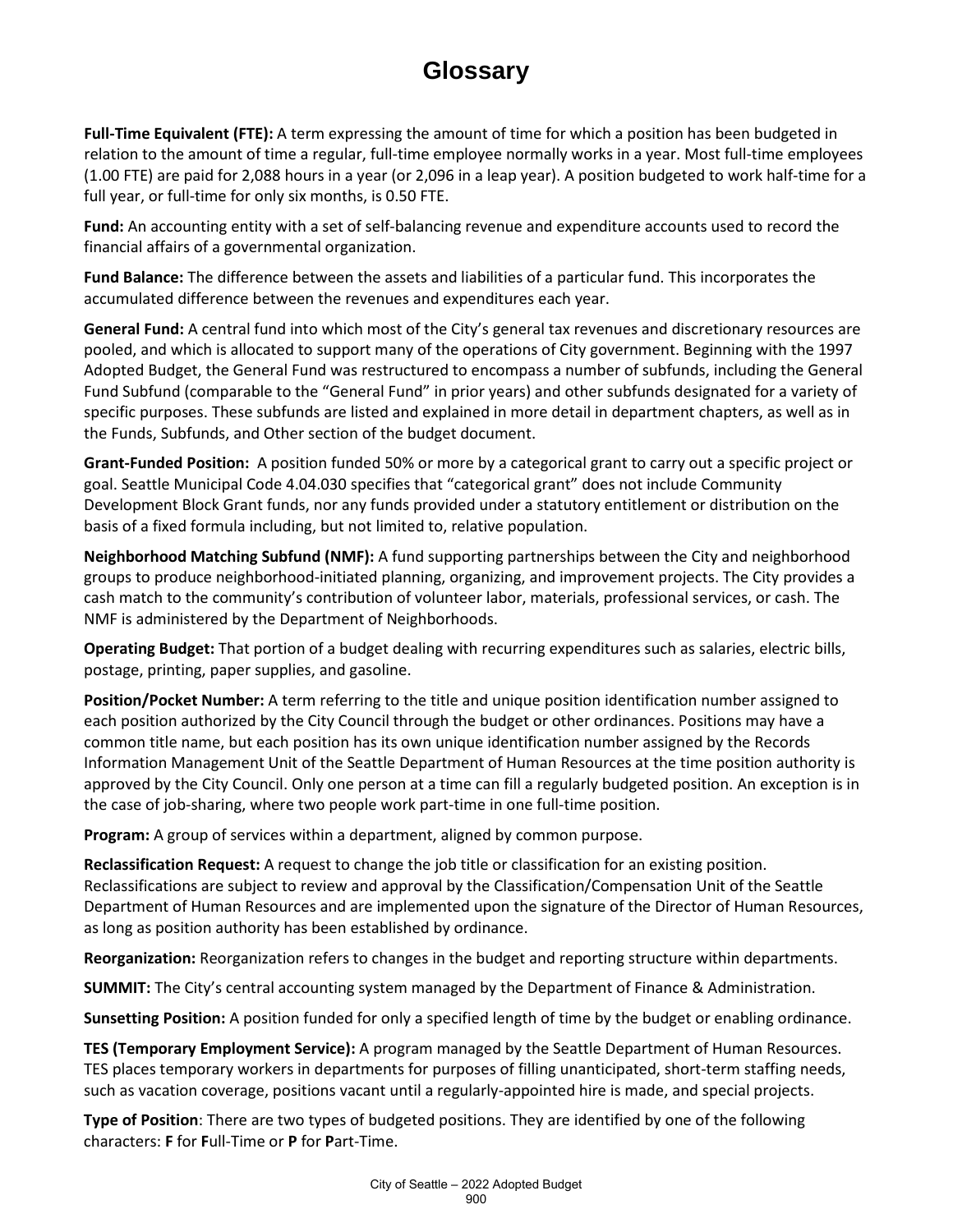# Glossary

**Full-Time Equivalent (FTE):** A term expressing the amount of time for which a position has been budgeted in relation to the amount of time a regular, full-time employee normally works in a year. Most full-time employees (1.00 FTE) are paid for 2,088 hours in a year (or 2,096 in a leap year). A position budgeted to work half-time for a full year, or full-time for only six months, is 0.50 FTE.

**Fund:** An accounting entity with a set of self-balancing revenue and expenditure accounts used to record the financial affairs of a governmental organization.

**Fund Balance:** The difference between the assets and liabilities of a particular fund. This incorporates the accumulated difference between the revenues and expenditures each year.

**General Fund:** A central fund into which most of the City's general tax revenues and discretionary resources are pooled, and which is allocated to support many of the operations of City government. Beginning with the 1997 Adopted Budget, the General Fund was restructured to encompass a number of subfunds, including the General Fund Subfund (comparable to the "General Fund" in prior years) and other subfunds designated for a variety of specific purposes. These subfunds are listed and explained in more detail in department chapters, as well as in the Funds, Subfunds, and Other section of the budget document.

**Grant-Funded Position:** A position funded 50% or more by a categorical grant to carry out a specific project or goal. Seattle Municipal Code 4.04.030 specifies that "categorical grant" does not include Community Development Block Grant funds, nor any funds provided under a statutory entitlement or distribution on the basis of a fixed formula including, but not limited to, relative population.

**Neighborhood Matching Subfund (NMF):** A fund supporting partnerships between the City and neighborhood groups to produce neighborhood-initiated planning, organizing, and improvement projects. The City provides a cash match to the community's contribution of volunteer labor, materials, professional services, or cash. The NMF is administered by the Department of Neighborhoods.

**Operating Budget:** That portion of a budget dealing with recurring expenditures such as salaries, electric bills, postage, printing, paper supplies, and gasoline.

**Position/Pocket Number:** A term referring to the title and unique position identification number assigned to each position authorized by the City Council through the budget or other ordinances. Positions may have a common title name, but each position has its own unique identification number assigned by the Records Information Management Unit of the Seattle Department of Human Resources at the time position authority is approved by the City Council. Only one person at a time can fill a regularly budgeted position. An exception is in the case of job-sharing, where two people work part-time in one full-time position.

**Program:** A group of services within a department, aligned by common purpose.

**Reclassification Request:** A request to change the job title or classification for an existing position. Reclassifications are subject to review and approval by the Classification/Compensation Unit of the Seattle Department of Human Resources and are implemented upon the signature of the Director of Human Resources, as long as position authority has been established by ordinance.

**Reorganization:** Reorganization refers to changes in the budget and reporting structure within departments.

**SUMMIT:** The City's central accounting system managed by the Department of Finance & Administration.

**Sunsetting Position:** A position funded for only a specified length of time by the budget or enabling ordinance.

**TES (Temporary Employment Service):** A program managed by the Seattle Department of Human Resources. TES places temporary workers in departments for purposes of filling unanticipated, short-term staffing needs, such as vacation coverage, positions vacant until a regularly-appointed hire is made, and special projects.

**Type of Position**: There are two types of budgeted positions. They are identified by one of the following characters: **F** for **F**ull-Time or **P** for **P**art-Time.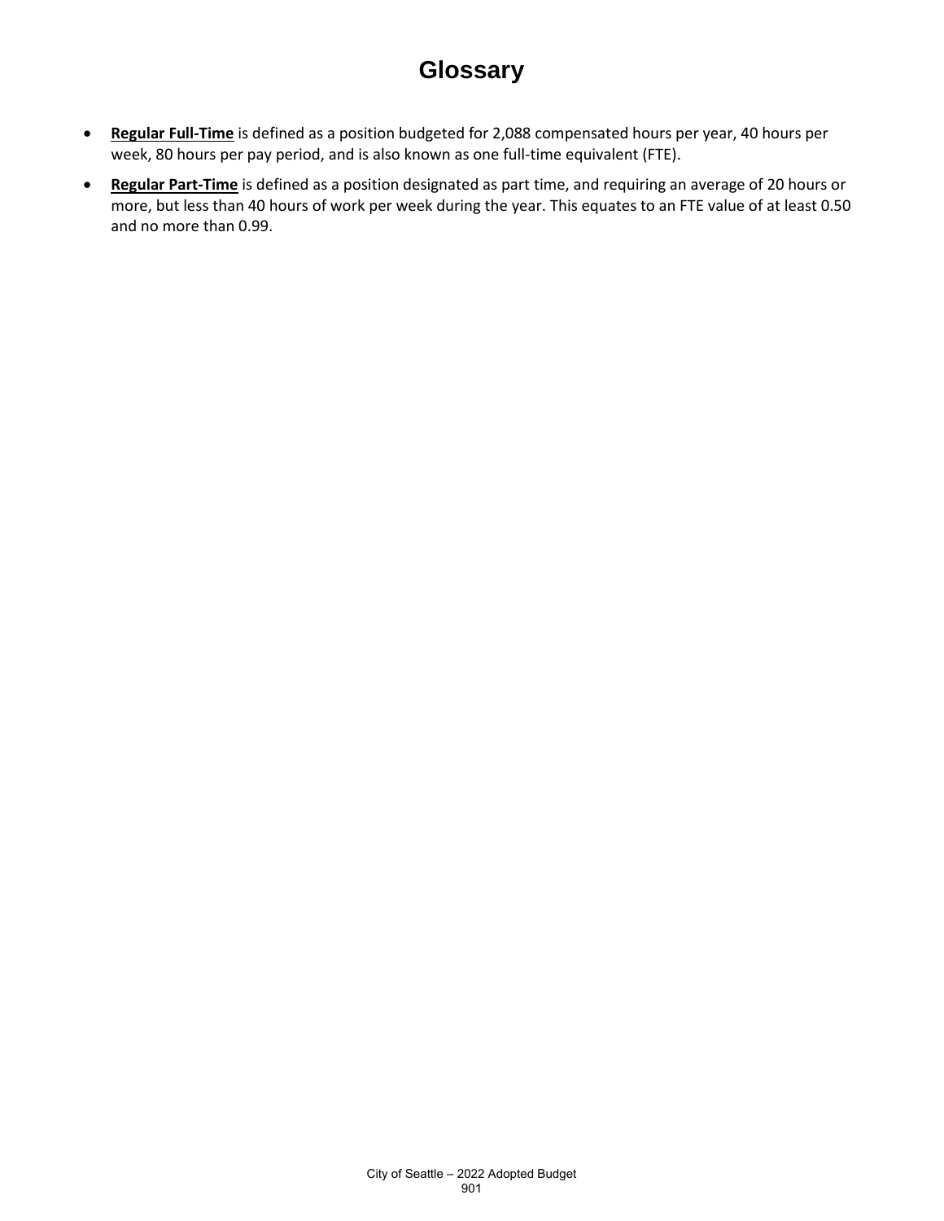# Glossary

- **Regular Full-Time** is defined as a position budgeted for 2,088 compensated hours per year, 40 hours per week, 80 hours per pay period, and is also known as one full-time equivalent (FTE).
- **Regular Part-Time** is defined as a position designated as part time, and requiring an average of 20 hours or more, but less than 40 hours of work per week during the year. This equates to an FTE value of at least 0.50 and no more than 0.99.